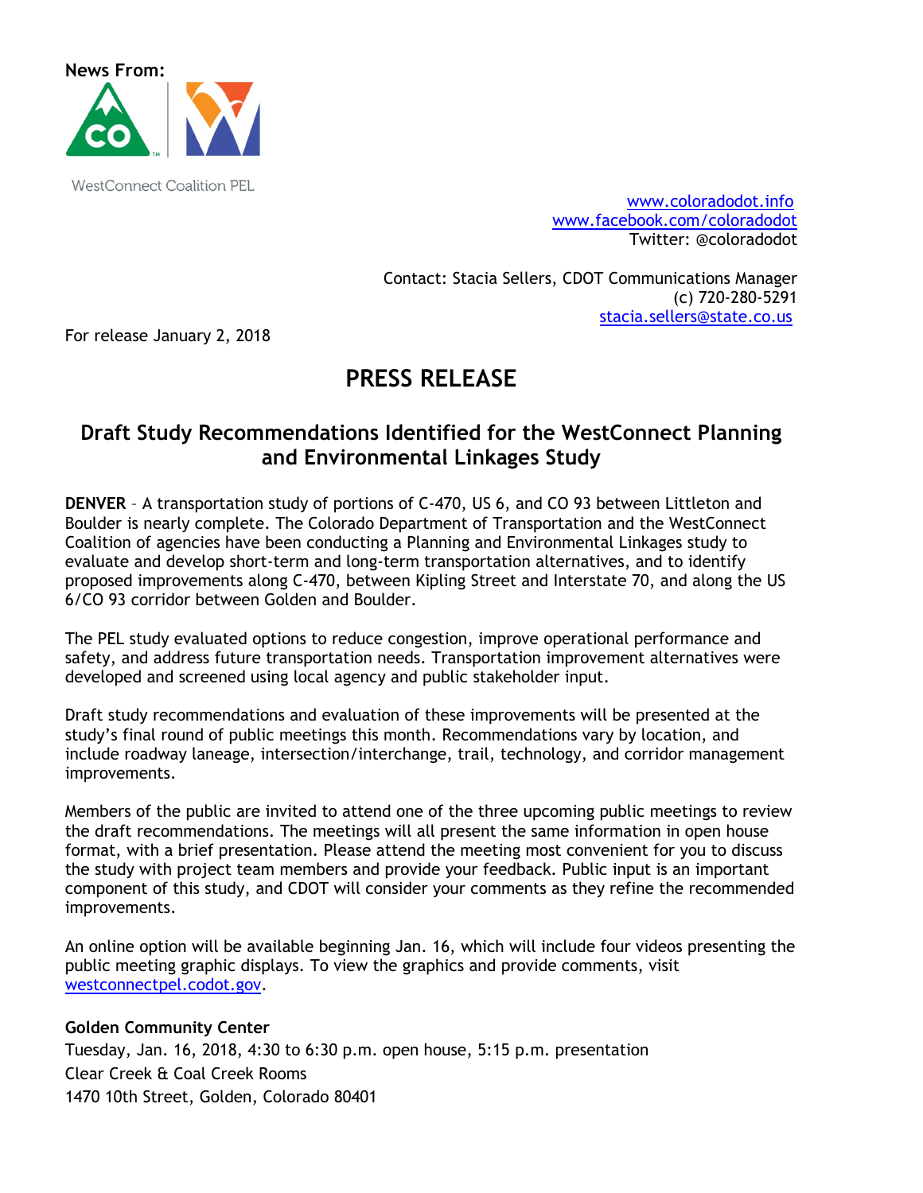News From:

WestConnect Coalition PEL

www.coloradodot.info
www.facebook.com/coloradodot
Twitter: @coloradodot

Contact: Stacia Sellers, CDOT Communications Manager
(c) 720-280-5291
stacia.sellers@state.co.us

For release January 2, 2018

# PRESS RELEASE

## Draft Study Recommendations Identified for the WestConnect Planning and Environmental Linkages Study

**DENVER** – A transportation study of portions of C-470, US 6, and CO 93 between Littleton and Boulder is nearly complete. The Colorado Department of Transportation and the WestConnect Coalition of agencies have been conducting a Planning and Environmental Linkages study to evaluate and develop short-term and long-term transportation alternatives, and to identify proposed improvements along C-470, between Kipling Street and Interstate 70, and along the US 6/CO 93 corridor between Golden and Boulder.

The PEL study evaluated options to reduce congestion, improve operational performance and safety, and address future transportation needs. Transportation improvement alternatives were developed and screened using local agency and public stakeholder input.

Draft study recommendations and evaluation of these improvements will be presented at the study's final round of public meetings this month. Recommendations vary by location, and include roadway laneage, intersection/interchange, trail, technology, and corridor management improvements.

Members of the public are invited to attend one of the three upcoming public meetings to review the draft recommendations. The meetings will all present the same information in open house format, with a brief presentation. Please attend the meeting most convenient for you to discuss the study with project team members and provide your feedback. Public input is an important component of this study, and CDOT will consider your comments as they refine the recommended improvements.

An online option will be available beginning Jan. 16, which will include four videos presenting the public meeting graphic displays. To view the graphics and provide comments, visit westconnectpel.codot.gov.

**Golden Community Center**
Tuesday, Jan. 16, 2018, 4:30 to 6:30 p.m. open house, 5:15 p.m. presentation
Clear Creek & Coal Creek Rooms
1470 10th Street, Golden, Colorado 80401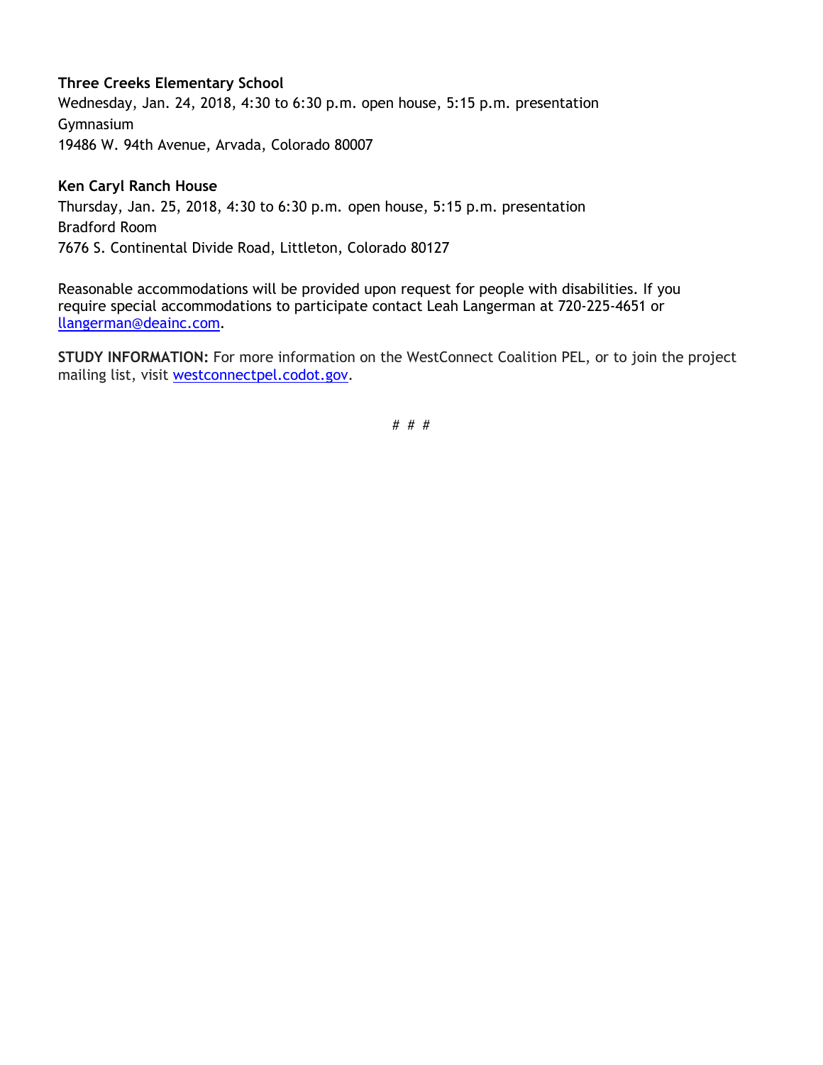**Three Creeks Elementary School**
Wednesday, Jan. 24, 2018, 4:30 to 6:30 p.m. open house, 5:15 p.m. presentation
Gymnasium
19486 W. 94th Avenue, Arvada, Colorado 80007

**Ken Caryl Ranch House**
Thursday, Jan. 25, 2018, 4:30 to 6:30 p.m. open house, 5:15 p.m. presentation
Bradford Room
7676 S. Continental Divide Road, Littleton, Colorado 80127

Reasonable accommodations will be provided upon request for people with disabilities. If you require special accommodations to participate contact Leah Langerman at 720-225-4651 or llangerman@deainc.com.

**STUDY INFORMATION:** For more information on the WestConnect Coalition PEL, or to join the project mailing list, visit westconnectpel.codot.gov.

# # #